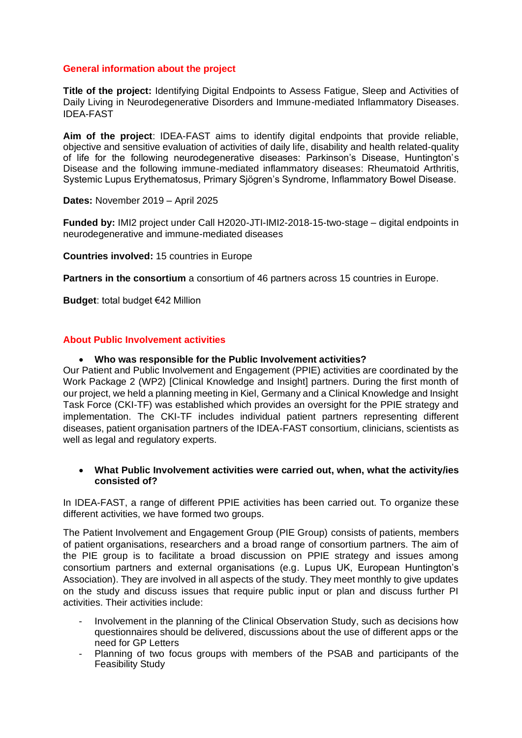## General information about the project

**Title of the project:** Identifying Digital Endpoints to Assess Fatigue, Sleep and Activities of Daily Living in Neurodegenerative Disorders and Immune-mediated Inflammatory Diseases. IDEA-FAST

**Aim of the project**: IDEA-FAST aims to identify digital endpoints that provide reliable, objective and sensitive evaluation of activities of daily life, disability and health related-quality of life for the following neurodegenerative diseases: Parkinson's Disease, Huntington's Disease and the following immune-mediated inflammatory diseases: Rheumatoid Arthritis, Systemic Lupus Erythematosus, Primary Sjögren's Syndrome, Inflammatory Bowel Disease.

**Dates:** November 2019 – April 2025

**Funded by:** IMI2 project under Call H2020-JTI-IMI2-2018-15-two-stage – digital endpoints in neurodegenerative and immune-mediated diseases

**Countries involved:** 15 countries in Europe

**Partners in the consortium** a consortium of 46 partners across 15 countries in Europe.

**Budget**: total budget €42 Million

## About Public Involvement activities

- **Who was responsible for the Public Involvement activities?**

Our Patient and Public Involvement and Engagement (PPIE) activities are coordinated by the Work Package 2 (WP2) [Clinical Knowledge and Insight] partners. During the first month of our project, we held a planning meeting in Kiel, Germany and a Clinical Knowledge and Insight Task Force (CKI-TF) was established which provides an oversight for the PPIE strategy and implementation. The CKI-TF includes individual patient partners representing different diseases, patient organisation partners of the IDEA-FAST consortium, clinicians, scientists as well as legal and regulatory experts.

- **What Public Involvement activities were carried out, when, what the activity/ies consisted of?**

In IDEA-FAST, a range of different PPIE activities has been carried out. To organize these different activities, we have formed two groups.

The Patient Involvement and Engagement Group (PIE Group) consists of patients, members of patient organisations, researchers and a broad range of consortium partners. The aim of the PIE group is to facilitate a broad discussion on PPIE strategy and issues among consortium partners and external organisations (e.g. Lupus UK, European Huntington's Association). They are involved in all aspects of the study. They meet monthly to give updates on the study and discuss issues that require public input or plan and discuss further PI activities. Their activities include:

- Involvement in the planning of the Clinical Observation Study, such as decisions how questionnaires should be delivered, discussions about the use of different apps or the need for GP Letters
- Planning of two focus groups with members of the PSAB and participants of the Feasibility Study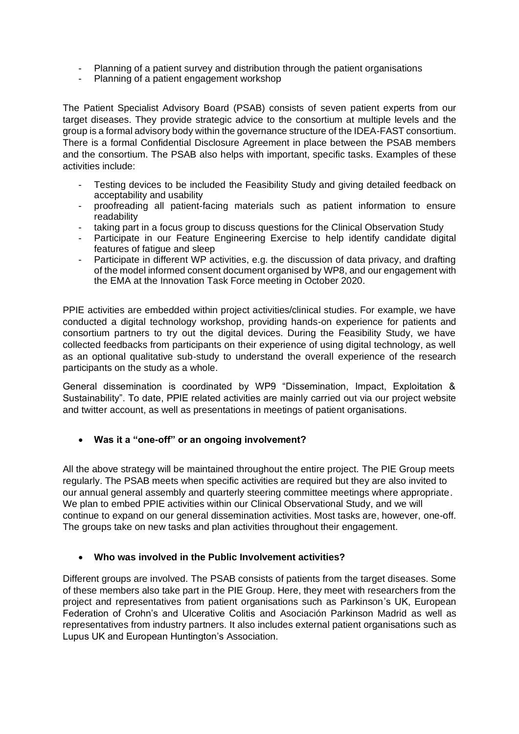- Planning of a patient survey and distribution through the patient organisations
- Planning of a patient engagement workshop

The Patient Specialist Advisory Board (PSAB) consists of seven patient experts from our target diseases. They provide strategic advice to the consortium at multiple levels and the group is a formal advisory body within the governance structure of the IDEA-FAST consortium. There is a formal Confidential Disclosure Agreement in place between the PSAB members and the consortium. The PSAB also helps with important, specific tasks. Examples of these activities include:

- Testing devices to be included the Feasibility Study and giving detailed feedback on acceptability and usability
- proofreading all patient-facing materials such as patient information to ensure readability
- taking part in a focus group to discuss questions for the Clinical Observation Study
- Participate in our Feature Engineering Exercise to help identify candidate digital features of fatigue and sleep
- Participate in different WP activities, e.g. the discussion of data privacy, and drafting of the model informed consent document organised by WP8, and our engagement with the EMA at the Innovation Task Force meeting in October 2020.

PPIE activities are embedded within project activities/clinical studies. For example, we have conducted a digital technology workshop, providing hands-on experience for patients and consortium partners to try out the digital devices. During the Feasibility Study, we have collected feedbacks from participants on their experience of using digital technology, as well as an optional qualitative sub-study to understand the overall experience of the research participants on the study as a whole.

General dissemination is coordinated by WP9 "Dissemination, Impact, Exploitation & Sustainability". To date, PPIE related activities are mainly carried out via our project website and twitter account, as well as presentations in meetings of patient organisations.

- **Was it a "one-off" or an ongoing involvement?**

All the above strategy will be maintained throughout the entire project. The PIE Group meets regularly. The PSAB meets when specific activities are required but they are also invited to our annual general assembly and quarterly steering committee meetings where appropriate. We plan to embed PPIE activities within our Clinical Observational Study, and we will continue to expand on our general dissemination activities. Most tasks are, however, one-off. The groups take on new tasks and plan activities throughout their engagement.

- **Who was involved in the Public Involvement activities?**

Different groups are involved. The PSAB consists of patients from the target diseases. Some of these members also take part in the PIE Group. Here, they meet with researchers from the project and representatives from patient organisations such as Parkinson's UK, European Federation of Crohn's and Ulcerative Colitis and Asociación Parkinson Madrid as well as representatives from industry partners. It also includes external patient organisations such as Lupus UK and European Huntington's Association.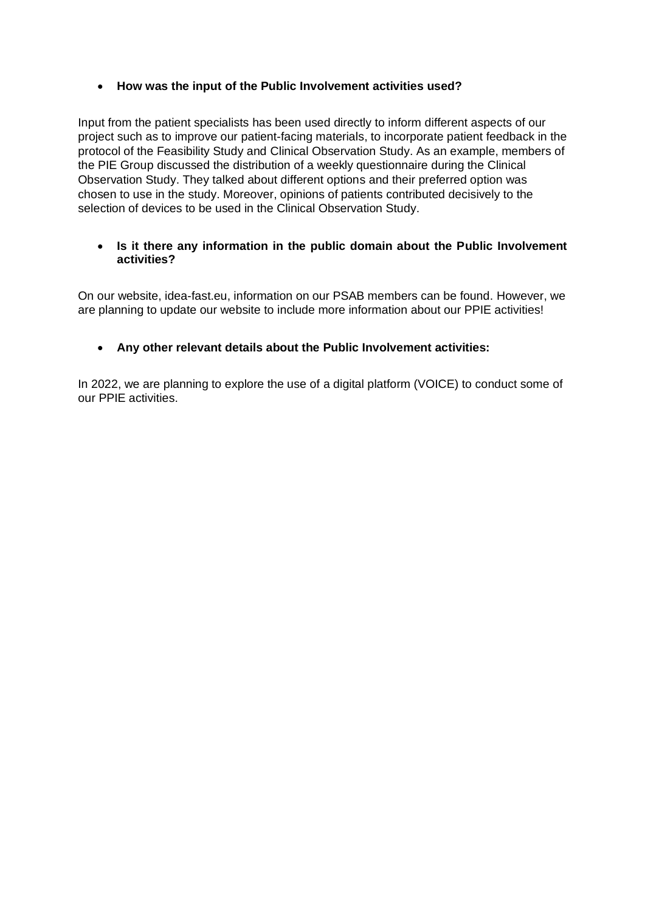- **How was the input of the Public Involvement activities used?**

Input from the patient specialists has been used directly to inform different aspects of our project such as to improve our patient-facing materials, to incorporate patient feedback in the protocol of the Feasibility Study and Clinical Observation Study. As an example, members of the PIE Group discussed the distribution of a weekly questionnaire during the Clinical Observation Study. They talked about different options and their preferred option was chosen to use in the study. Moreover, opinions of patients contributed decisively to the selection of devices to be used in the Clinical Observation Study.

- **Is it there any information in the public domain about the Public Involvement activities?**

On our website, idea-fast.eu, information on our PSAB members can be found. However, we are planning to update our website to include more information about our PPIE activities!

- **Any other relevant details about the Public Involvement activities:**

In 2022, we are planning to explore the use of a digital platform (VOICE) to conduct some of our PPIE activities.